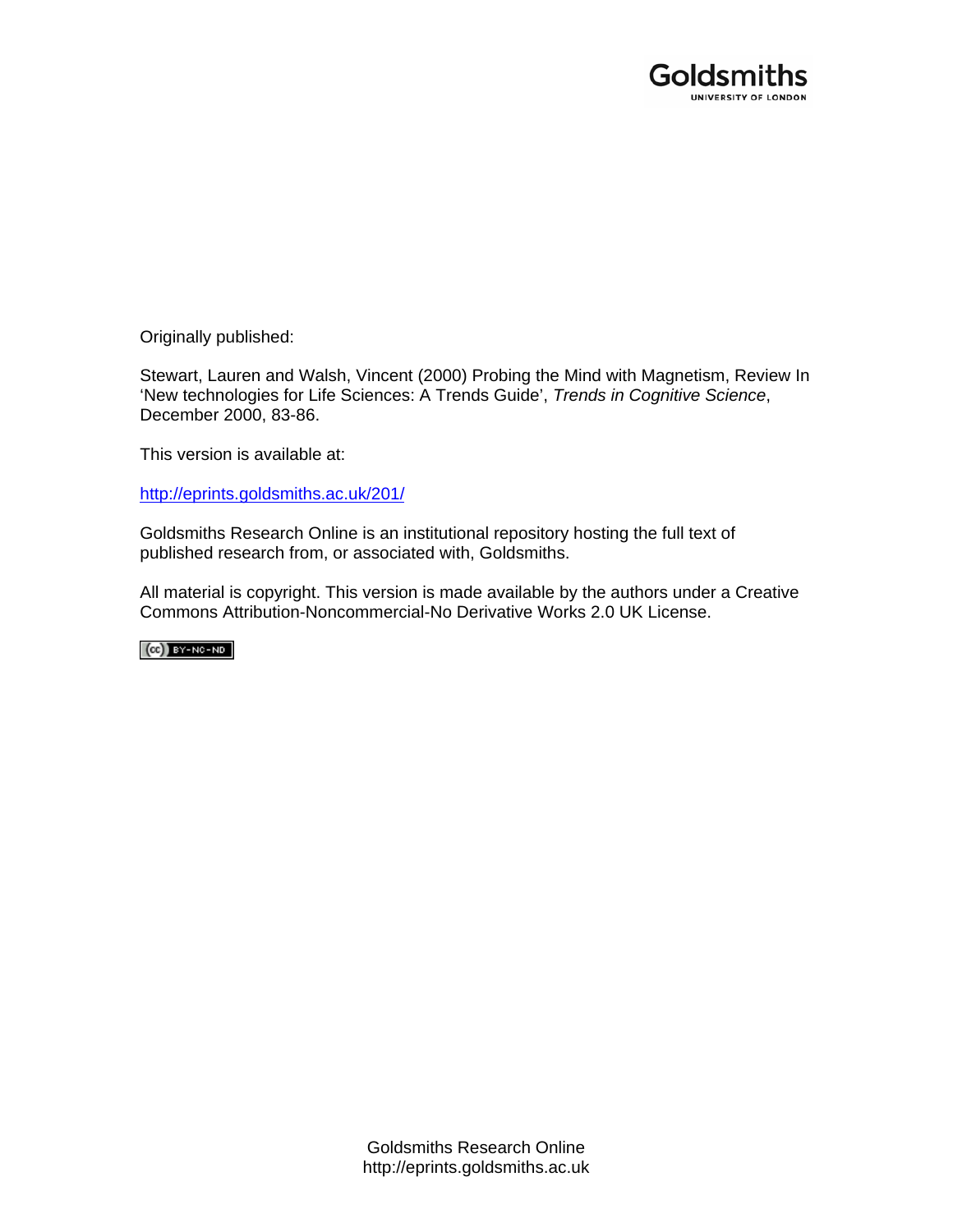Goldsmiths
UNIVERSITY OF LONDON

Originally published:

Stewart, Lauren and Walsh, Vincent (2000) Probing the Mind with Magnetism, Review In 'New technologies for Life Sciences: A Trends Guide', *Trends in Cognitive Science*, December 2000, 83-86.

This version is available at:

http://eprints.goldsmiths.ac.uk/201/

Goldsmiths Research Online is an institutional repository hosting the full text of published research from, or associated with, Goldsmiths.

All material is copyright. This version is made available by the authors under a Creative Commons Attribution-Noncommercial-No Derivative Works 2.0 UK License.

(cc) BY-NC-ND

Goldsmiths Research Online
http://eprints.goldsmiths.ac.uk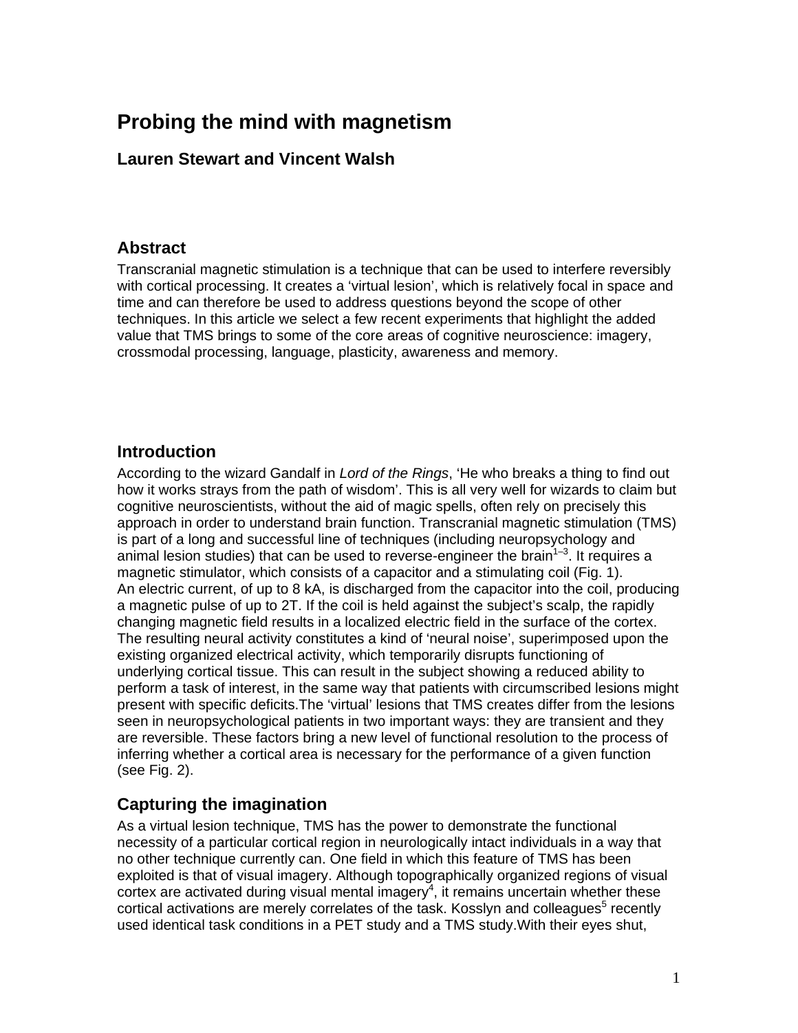# Probing the mind with magnetism

### Lauren Stewart and Vincent Walsh

## Abstract

Transcranial magnetic stimulation is a technique that can be used to interfere reversibly with cortical processing. It creates a 'virtual lesion', which is relatively focal in space and time and can therefore be used to address questions beyond the scope of other techniques. In this article we select a few recent experiments that highlight the added value that TMS brings to some of the core areas of cognitive neuroscience: imagery, crossmodal processing, language, plasticity, awareness and memory.

## Introduction

According to the wizard Gandalf in *Lord of the Rings*, 'He who breaks a thing to find out how it works strays from the path of wisdom'. This is all very well for wizards to claim but cognitive neuroscientists, without the aid of magic spells, often rely on precisely this approach in order to understand brain function. Transcranial magnetic stimulation (TMS) is part of a long and successful line of techniques (including neuropsychology and animal lesion studies) that can be used to reverse-engineer the brain[1–3]. It requires a magnetic stimulator, which consists of a capacitor and a stimulating coil (Fig. 1). An electric current, of up to 8 kA, is discharged from the capacitor into the coil, producing a magnetic pulse of up to 2T. If the coil is held against the subject's scalp, the rapidly changing magnetic field results in a localized electric field in the surface of the cortex. The resulting neural activity constitutes a kind of 'neural noise', superimposed upon the existing organized electrical activity, which temporarily disrupts functioning of underlying cortical tissue. This can result in the subject showing a reduced ability to perform a task of interest, in the same way that patients with circumscribed lesions might present with specific deficits.The 'virtual' lesions that TMS creates differ from the lesions seen in neuropsychological patients in two important ways: they are transient and they are reversible. These factors bring a new level of functional resolution to the process of inferring whether a cortical area is necessary for the performance of a given function (see Fig. 2).

## Capturing the imagination

As a virtual lesion technique, TMS has the power to demonstrate the functional necessity of a particular cortical region in neurologically intact individuals in a way that no other technique currently can. One field in which this feature of TMS has been exploited is that of visual imagery. Although topographically organized regions of visual cortex are activated during visual mental imagery[4], it remains uncertain whether these cortical activations are merely correlates of the task. Kosslyn and colleagues[5] recently used identical task conditions in a PET study and a TMS study.With their eyes shut,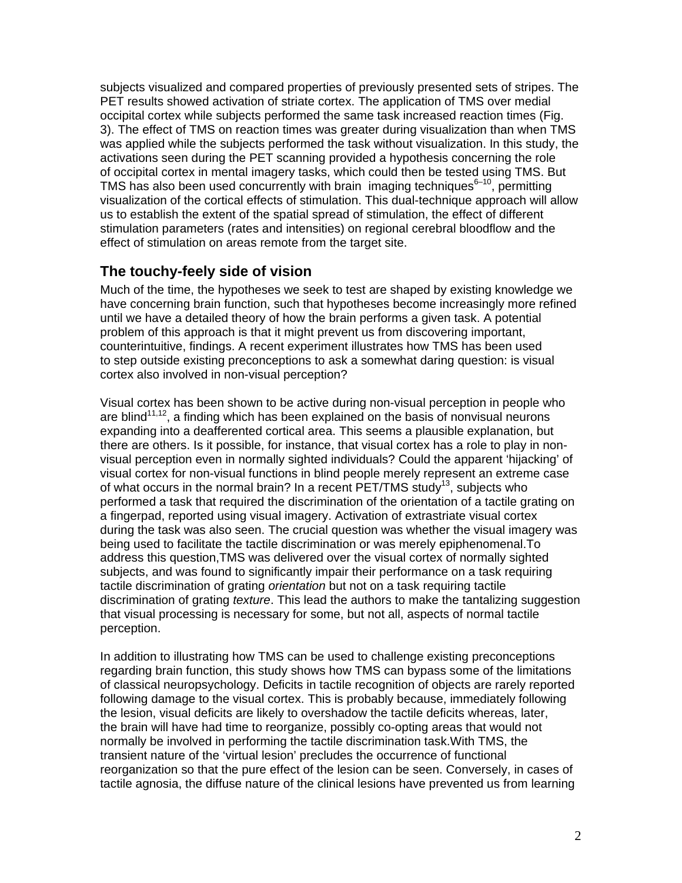subjects visualized and compared properties of previously presented sets of stripes. The PET results showed activation of striate cortex. The application of TMS over medial occipital cortex while subjects performed the same task increased reaction times (Fig. 3). The effect of TMS on reaction times was greater during visualization than when TMS was applied while the subjects performed the task without visualization. In this study, the activations seen during the PET scanning provided a hypothesis concerning the role of occipital cortex in mental imagery tasks, which could then be tested using TMS. But TMS has also been used concurrently with brain imaging techniques[6–10], permitting visualization of the cortical effects of stimulation. This dual-technique approach will allow us to establish the extent of the spatial spread of stimulation, the effect of different stimulation parameters (rates and intensities) on regional cerebral bloodflow and the effect of stimulation on areas remote from the target site.

## The touchy-feely side of vision

Much of the time, the hypotheses we seek to test are shaped by existing knowledge we have concerning brain function, such that hypotheses become increasingly more refined until we have a detailed theory of how the brain performs a given task. A potential problem of this approach is that it might prevent us from discovering important, counterintuitive, findings. A recent experiment illustrates how TMS has been used to step outside existing preconceptions to ask a somewhat daring question: is visual cortex also involved in non-visual perception?

Visual cortex has been shown to be active during non-visual perception in people who are blind[11,12], a finding which has been explained on the basis of nonvisual neurons expanding into a deafferented cortical area. This seems a plausible explanation, but there are others. Is it possible, for instance, that visual cortex has a role to play in non-visual perception even in normally sighted individuals? Could the apparent 'hijacking' of visual cortex for non-visual functions in blind people merely represent an extreme case of what occurs in the normal brain? In a recent PET/TMS study[13], subjects who performed a task that required the discrimination of the orientation of a tactile grating on a fingerpad, reported using visual imagery. Activation of extrastriate visual cortex during the task was also seen. The crucial question was whether the visual imagery was being used to facilitate the tactile discrimination or was merely epiphenomenal.To address this question,TMS was delivered over the visual cortex of normally sighted subjects, and was found to significantly impair their performance on a task requiring tactile discrimination of grating *orientation* but not on a task requiring tactile discrimination of grating *texture*. This lead the authors to make the tantalizing suggestion that visual processing is necessary for some, but not all, aspects of normal tactile perception.

In addition to illustrating how TMS can be used to challenge existing preconceptions regarding brain function, this study shows how TMS can bypass some of the limitations of classical neuropsychology. Deficits in tactile recognition of objects are rarely reported following damage to the visual cortex. This is probably because, immediately following the lesion, visual deficits are likely to overshadow the tactile deficits whereas, later, the brain will have had time to reorganize, possibly co-opting areas that would not normally be involved in performing the tactile discrimination task.With TMS, the transient nature of the 'virtual lesion' precludes the occurrence of functional reorganization so that the pure effect of the lesion can be seen. Conversely, in cases of tactile agnosia, the diffuse nature of the clinical lesions have prevented us from learning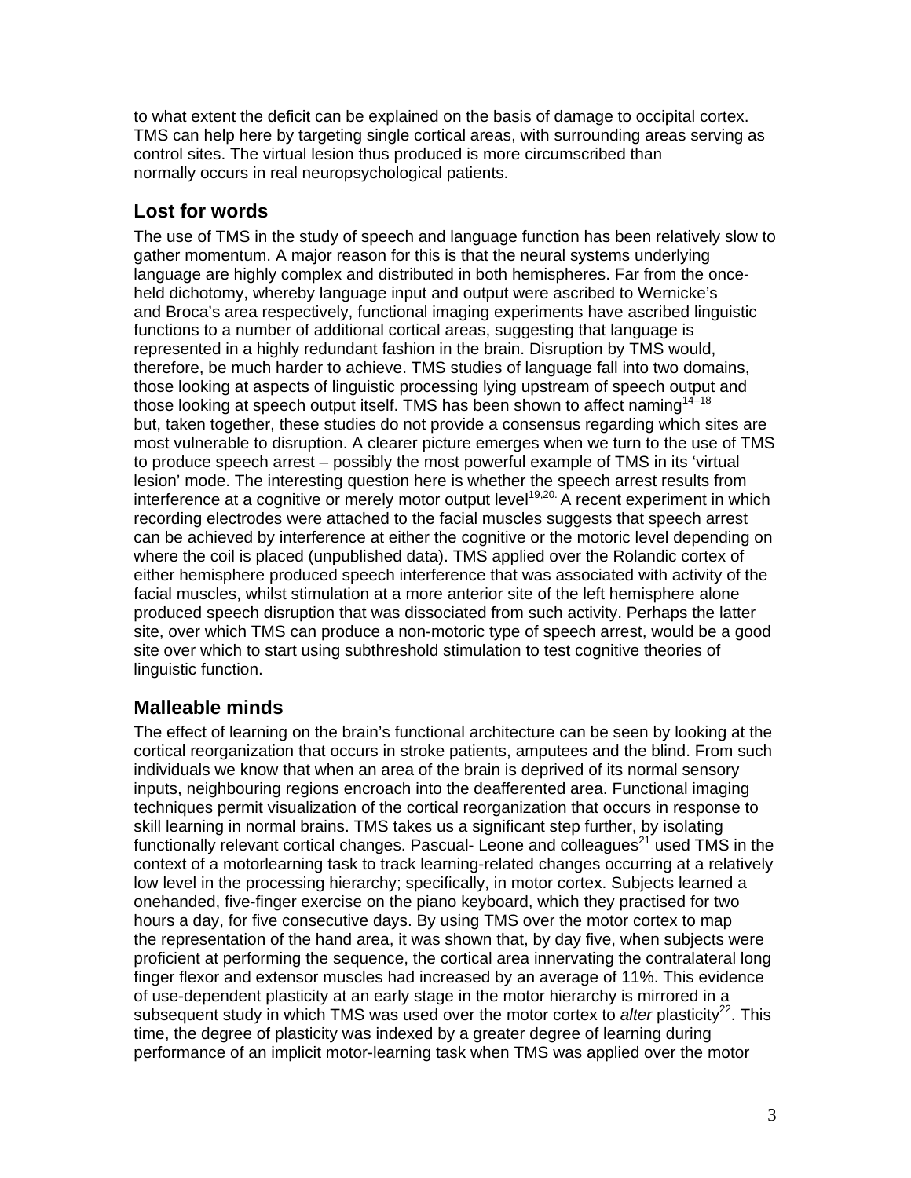to what extent the deficit can be explained on the basis of damage to occipital cortex. TMS can help here by targeting single cortical areas, with surrounding areas serving as control sites. The virtual lesion thus produced is more circumscribed than normally occurs in real neuropsychological patients.

## Lost for words

The use of TMS in the study of speech and language function has been relatively slow to gather momentum. A major reason for this is that the neural systems underlying language are highly complex and distributed in both hemispheres. Far from the once-held dichotomy, whereby language input and output were ascribed to Wernicke's and Broca's area respectively, functional imaging experiments have ascribed linguistic functions to a number of additional cortical areas, suggesting that language is represented in a highly redundant fashion in the brain. Disruption by TMS would, therefore, be much harder to achieve. TMS studies of language fall into two domains, those looking at aspects of linguistic processing lying upstream of speech output and those looking at speech output itself. TMS has been shown to affect naming[14–18] but, taken together, these studies do not provide a consensus regarding which sites are most vulnerable to disruption. A clearer picture emerges when we turn to the use of TMS to produce speech arrest – possibly the most powerful example of TMS in its 'virtual lesion' mode. The interesting question here is whether the speech arrest results from interference at a cognitive or merely motor output level[19,20]. A recent experiment in which recording electrodes were attached to the facial muscles suggests that speech arrest can be achieved by interference at either the cognitive or the motoric level depending on where the coil is placed (unpublished data). TMS applied over the Rolandic cortex of either hemisphere produced speech interference that was associated with activity of the facial muscles, whilst stimulation at a more anterior site of the left hemisphere alone produced speech disruption that was dissociated from such activity. Perhaps the latter site, over which TMS can produce a non-motoric type of speech arrest, would be a good site over which to start using subthreshold stimulation to test cognitive theories of linguistic function.

## Malleable minds

The effect of learning on the brain's functional architecture can be seen by looking at the cortical reorganization that occurs in stroke patients, amputees and the blind. From such individuals we know that when an area of the brain is deprived of its normal sensory inputs, neighbouring regions encroach into the deafferented area. Functional imaging techniques permit visualization of the cortical reorganization that occurs in response to skill learning in normal brains. TMS takes us a significant step further, by isolating functionally relevant cortical changes. Pascual- Leone and colleagues[21] used TMS in the context of a motorlearning task to track learning-related changes occurring at a relatively low level in the processing hierarchy; specifically, in motor cortex. Subjects learned a onehanded, five-finger exercise on the piano keyboard, which they practised for two hours a day, for five consecutive days. By using TMS over the motor cortex to map the representation of the hand area, it was shown that, by day five, when subjects were proficient at performing the sequence, the cortical area innervating the contralateral long finger flexor and extensor muscles had increased by an average of 11%. This evidence of use-dependent plasticity at an early stage in the motor hierarchy is mirrored in a subsequent study in which TMS was used over the motor cortex to *alter* plasticity[22]. This time, the degree of plasticity was indexed by a greater degree of learning during performance of an implicit motor-learning task when TMS was applied over the motor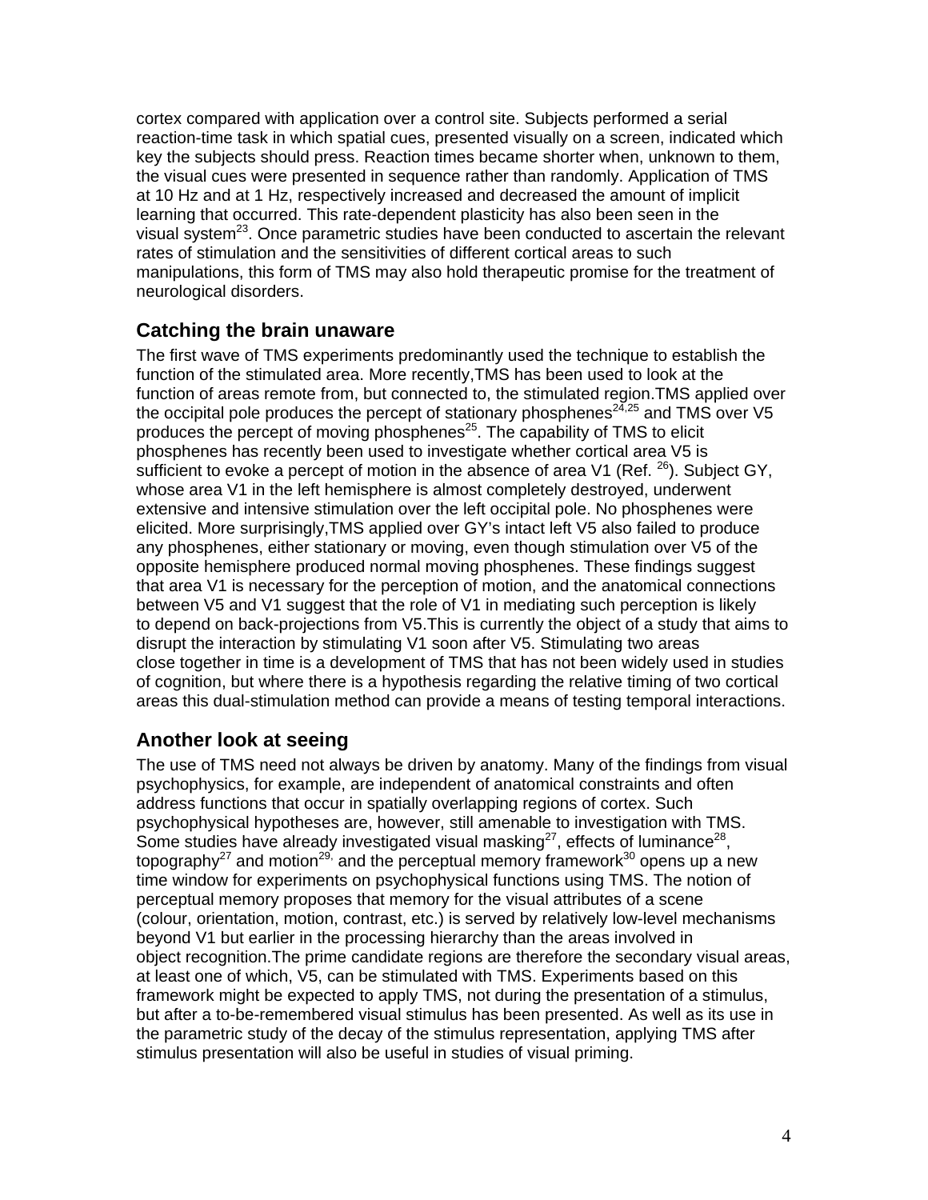cortex compared with application over a control site. Subjects performed a serial reaction-time task in which spatial cues, presented visually on a screen, indicated which key the subjects should press. Reaction times became shorter when, unknown to them, the visual cues were presented in sequence rather than randomly. Application of TMS at 10 Hz and at 1 Hz, respectively increased and decreased the amount of implicit learning that occurred. This rate-dependent plasticity has also been seen in the visual system[23]. Once parametric studies have been conducted to ascertain the relevant rates of stimulation and the sensitivities of different cortical areas to such manipulations, this form of TMS may also hold therapeutic promise for the treatment of neurological disorders.

## Catching the brain unaware

The first wave of TMS experiments predominantly used the technique to establish the function of the stimulated area. More recently,TMS has been used to look at the function of areas remote from, but connected to, the stimulated region.TMS applied over the occipital pole produces the percept of stationary phosphenes[24,25] and TMS over V5 produces the percept of moving phosphenes[25]. The capability of TMS to elicit phosphenes has recently been used to investigate whether cortical area V5 is sufficient to evoke a percept of motion in the absence of area V1 (Ref. [26]). Subject GY, whose area V1 in the left hemisphere is almost completely destroyed, underwent extensive and intensive stimulation over the left occipital pole. No phosphenes were elicited. More surprisingly,TMS applied over GY's intact left V5 also failed to produce any phosphenes, either stationary or moving, even though stimulation over V5 of the opposite hemisphere produced normal moving phosphenes. These findings suggest that area V1 is necessary for the perception of motion, and the anatomical connections between V5 and V1 suggest that the role of V1 in mediating such perception is likely to depend on back-projections from V5.This is currently the object of a study that aims to disrupt the interaction by stimulating V1 soon after V5. Stimulating two areas close together in time is a development of TMS that has not been widely used in studies of cognition, but where there is a hypothesis regarding the relative timing of two cortical areas this dual-stimulation method can provide a means of testing temporal interactions.

## Another look at seeing

The use of TMS need not always be driven by anatomy. Many of the findings from visual psychophysics, for example, are independent of anatomical constraints and often address functions that occur in spatially overlapping regions of cortex. Such psychophysical hypotheses are, however, still amenable to investigation with TMS. Some studies have already investigated visual masking[27], effects of luminance[28], topography[27] and motion[29,] and the perceptual memory framework[30] opens up a new time window for experiments on psychophysical functions using TMS. The notion of perceptual memory proposes that memory for the visual attributes of a scene (colour, orientation, motion, contrast, etc.) is served by relatively low-level mechanisms beyond V1 but earlier in the processing hierarchy than the areas involved in object recognition.The prime candidate regions are therefore the secondary visual areas, at least one of which, V5, can be stimulated with TMS. Experiments based on this framework might be expected to apply TMS, not during the presentation of a stimulus, but after a to-be-remembered visual stimulus has been presented. As well as its use in the parametric study of the decay of the stimulus representation, applying TMS after stimulus presentation will also be useful in studies of visual priming.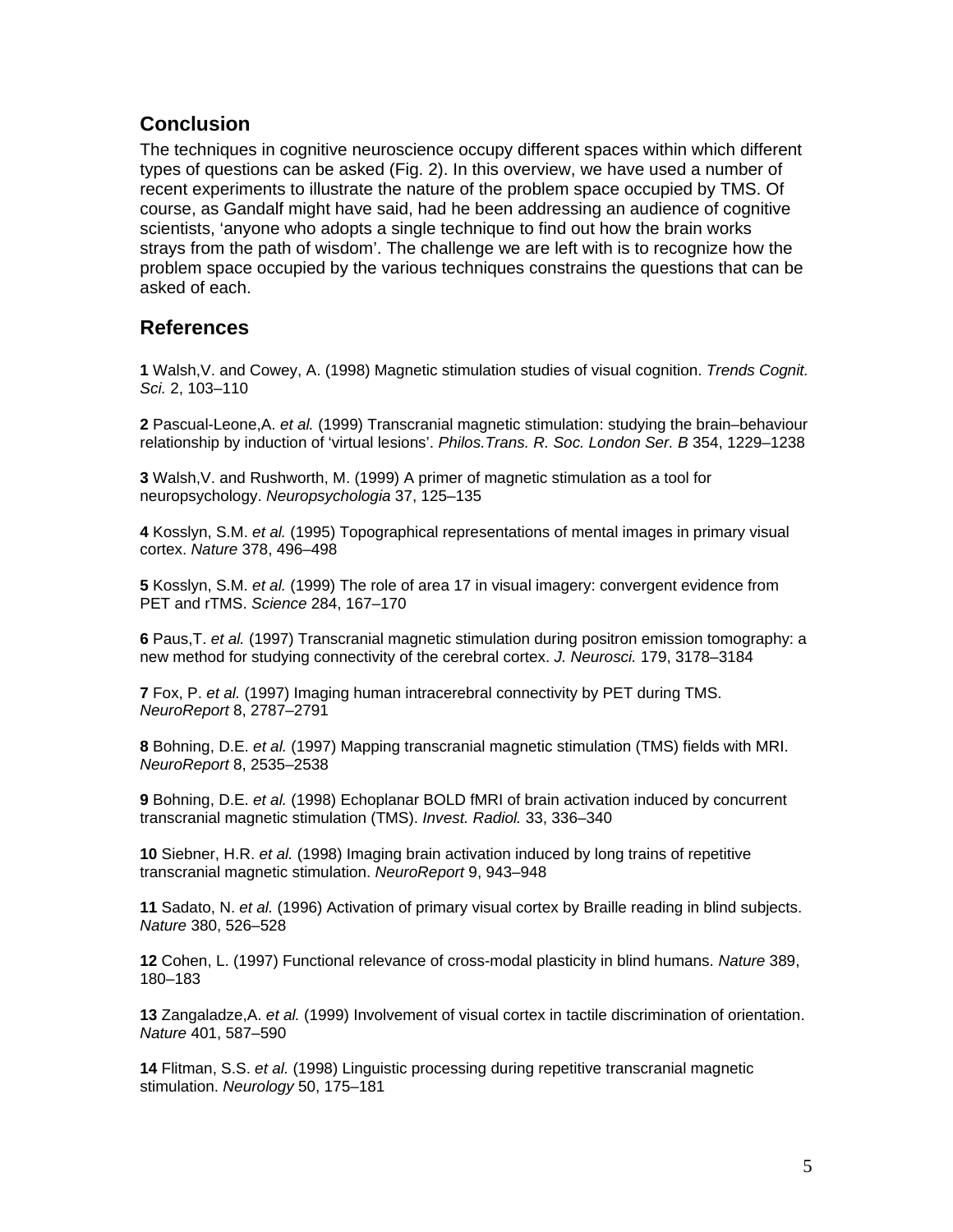## Conclusion

The techniques in cognitive neuroscience occupy different spaces within which different types of questions can be asked (Fig. 2). In this overview, we have used a number of recent experiments to illustrate the nature of the problem space occupied by TMS. Of course, as Gandalf might have said, had he been addressing an audience of cognitive scientists, 'anyone who adopts a single technique to find out how the brain works strays from the path of wisdom'. The challenge we are left with is to recognize how the problem space occupied by the various techniques constrains the questions that can be asked of each.

## References

**1** Walsh,V. and Cowey, A. (1998) Magnetic stimulation studies of visual cognition. *Trends Cognit. Sci.* 2, 103–110

**2** Pascual-Leone,A. *et al.* (1999) Transcranial magnetic stimulation: studying the brain–behaviour relationship by induction of 'virtual lesions'. *Philos.Trans. R. Soc. London Ser. B* 354, 1229–1238

**3** Walsh,V. and Rushworth, M. (1999) A primer of magnetic stimulation as a tool for neuropsychology. *Neuropsychologia* 37, 125–135

**4** Kosslyn, S.M. *et al.* (1995) Topographical representations of mental images in primary visual cortex. *Nature* 378, 496–498

**5** Kosslyn, S.M. *et al.* (1999) The role of area 17 in visual imagery: convergent evidence from PET and rTMS. *Science* 284, 167–170

**6** Paus,T. *et al.* (1997) Transcranial magnetic stimulation during positron emission tomography: a new method for studying connectivity of the cerebral cortex. *J. Neurosci.* 179, 3178–3184

**7** Fox, P. *et al.* (1997) Imaging human intracerebral connectivity by PET during TMS. *NeuroReport* 8, 2787–2791

**8** Bohning, D.E. *et al.* (1997) Mapping transcranial magnetic stimulation (TMS) fields with MRI. *NeuroReport* 8, 2535–2538

**9** Bohning, D.E. *et al.* (1998) Echoplanar BOLD fMRI of brain activation induced by concurrent transcranial magnetic stimulation (TMS). *Invest. Radiol.* 33, 336–340

**10** Siebner, H.R. *et al.* (1998) Imaging brain activation induced by long trains of repetitive transcranial magnetic stimulation. *NeuroReport* 9, 943–948

**11** Sadato, N. *et al.* (1996) Activation of primary visual cortex by Braille reading in blind subjects. *Nature* 380, 526–528

**12** Cohen, L. (1997) Functional relevance of cross-modal plasticity in blind humans. *Nature* 389, 180–183

**13** Zangaladze,A. *et al.* (1999) Involvement of visual cortex in tactile discrimination of orientation. *Nature* 401, 587–590

**14** Flitman, S.S. *et al.* (1998) Linguistic processing during repetitive transcranial magnetic stimulation. *Neurology* 50, 175–181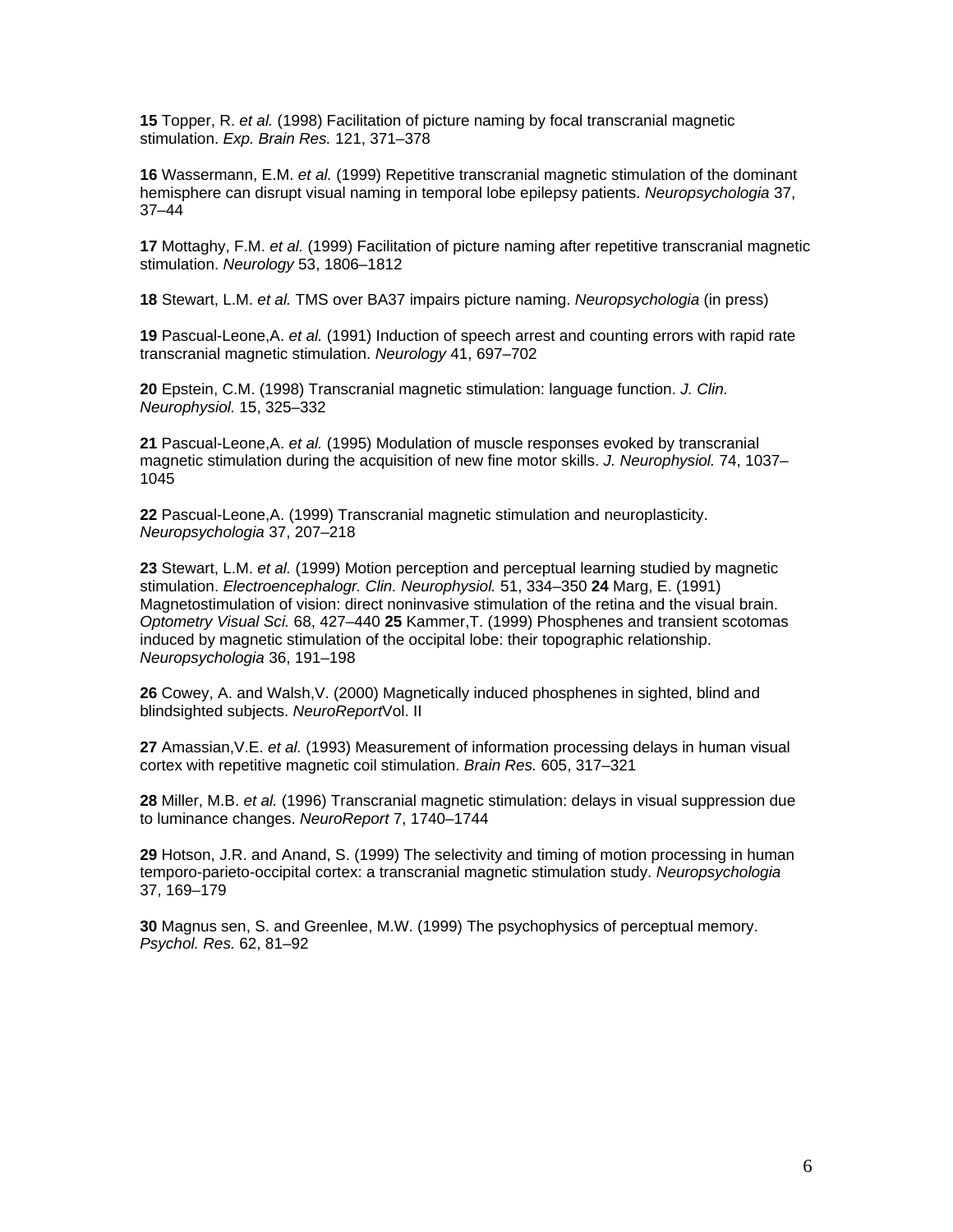**15** Topper, R. *et al.* (1998) Facilitation of picture naming by focal transcranial magnetic stimulation. *Exp. Brain Res.* 121, 371–378

**16** Wassermann, E.M. *et al.* (1999) Repetitive transcranial magnetic stimulation of the dominant hemisphere can disrupt visual naming in temporal lobe epilepsy patients. *Neuropsychologia* 37, 37–44

**17** Mottaghy, F.M. *et al.* (1999) Facilitation of picture naming after repetitive transcranial magnetic stimulation. *Neurology* 53, 1806–1812

**18** Stewart, L.M. *et al.* TMS over BA37 impairs picture naming. *Neuropsychologia* (in press)

**19** Pascual-Leone,A. *et al.* (1991) Induction of speech arrest and counting errors with rapid rate transcranial magnetic stimulation. *Neurology* 41, 697–702

**20** Epstein, C.M. (1998) Transcranial magnetic stimulation: language function. *J. Clin. Neurophysiol.* 15, 325–332

**21** Pascual-Leone,A. *et al.* (1995) Modulation of muscle responses evoked by transcranial magnetic stimulation during the acquisition of new fine motor skills. *J. Neurophysiol.* 74, 1037–1045

**22** Pascual-Leone,A. (1999) Transcranial magnetic stimulation and neuroplasticity. *Neuropsychologia* 37, 207–218

**23** Stewart, L.M. *et al.* (1999) Motion perception and perceptual learning studied by magnetic stimulation. *Electroencephalogr. Clin. Neurophysiol.* 51, 334–350 **24** Marg, E. (1991) Magnetostimulation of vision: direct noninvasive stimulation of the retina and the visual brain. *Optometry Visual Sci.* 68, 427–440 **25** Kammer,T. (1999) Phosphenes and transient scotomas induced by magnetic stimulation of the occipital lobe: their topographic relationship. *Neuropsychologia* 36, 191–198

**26** Cowey, A. and Walsh,V. (2000) Magnetically induced phosphenes in sighted, blind and blindsighted subjects. *NeuroReport*Vol. II

**27** Amassian,V.E. *et al.* (1993) Measurement of information processing delays in human visual cortex with repetitive magnetic coil stimulation. *Brain Res.* 605, 317–321

**28** Miller, M.B. *et al.* (1996) Transcranial magnetic stimulation: delays in visual suppression due to luminance changes. *NeuroReport* 7, 1740–1744

**29** Hotson, J.R. and Anand, S. (1999) The selectivity and timing of motion processing in human temporo-parieto-occipital cortex: a transcranial magnetic stimulation study. *Neuropsychologia* 37, 169–179

**30** Magnus sen, S. and Greenlee, M.W. (1999) The psychophysics of perceptual memory. *Psychol. Res.* 62, 81–92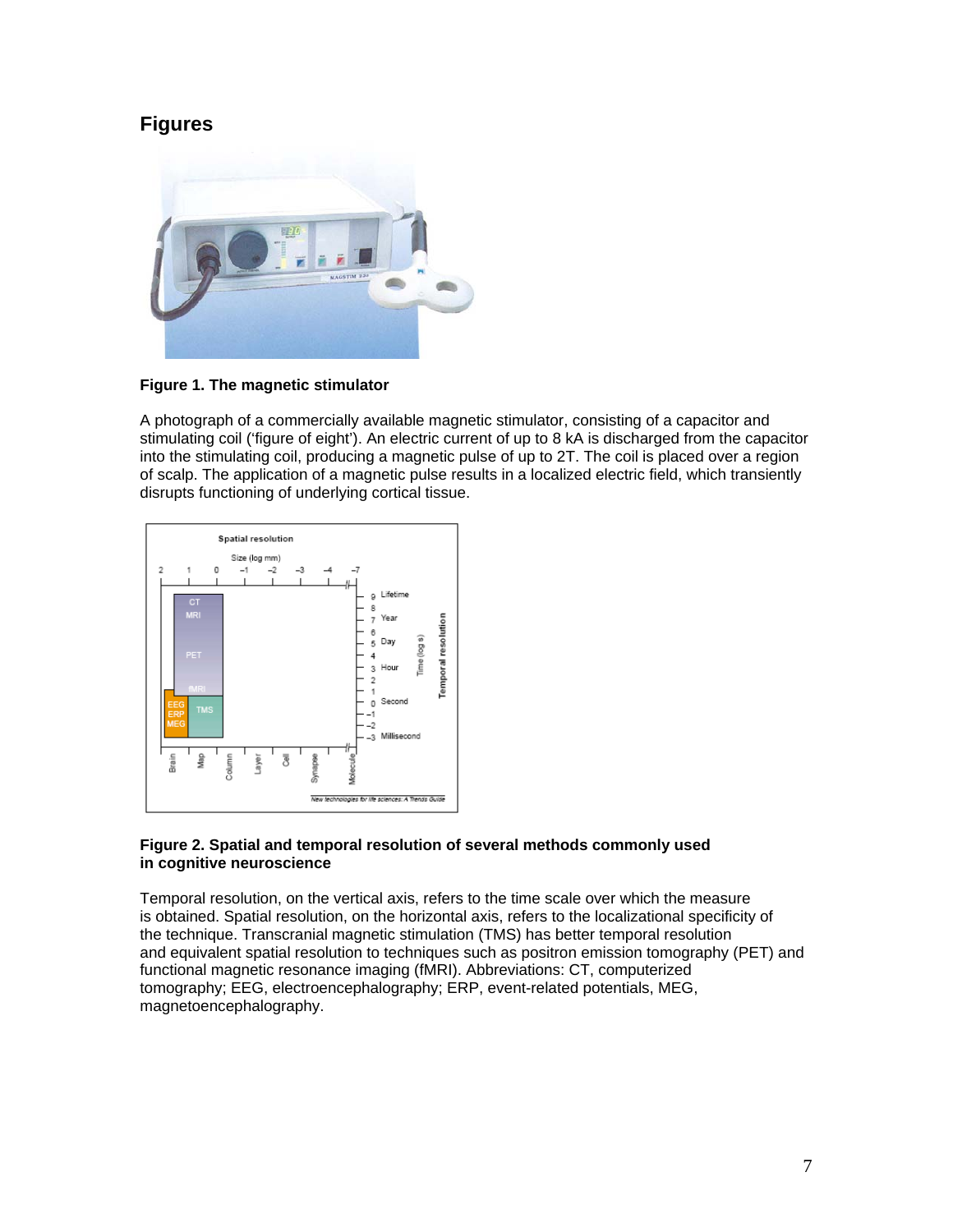## Figures

**Figure 1. The magnetic stimulator**

A photograph of a commercially available magnetic stimulator, consisting of a capacitor and stimulating coil ('figure of eight'). An electric current of up to 8 kA is discharged from the capacitor into the stimulating coil, producing a magnetic pulse of up to 2T. The coil is placed over a region of scalp. The application of a magnetic pulse results in a localized electric field, which transiently disrupts functioning of underlying cortical tissue.

**Figure 2. Spatial and temporal resolution of several methods commonly used in cognitive neuroscience**

Temporal resolution, on the vertical axis, refers to the time scale over which the measure is obtained. Spatial resolution, on the horizontal axis, refers to the localizational specificity of the technique. Transcranial magnetic stimulation (TMS) has better temporal resolution and equivalent spatial resolution to techniques such as positron emission tomography (PET) and functional magnetic resonance imaging (fMRI). Abbreviations: CT, computerized tomography; EEG, electroencephalography; ERP, event-related potentials, MEG, magnetoencephalography.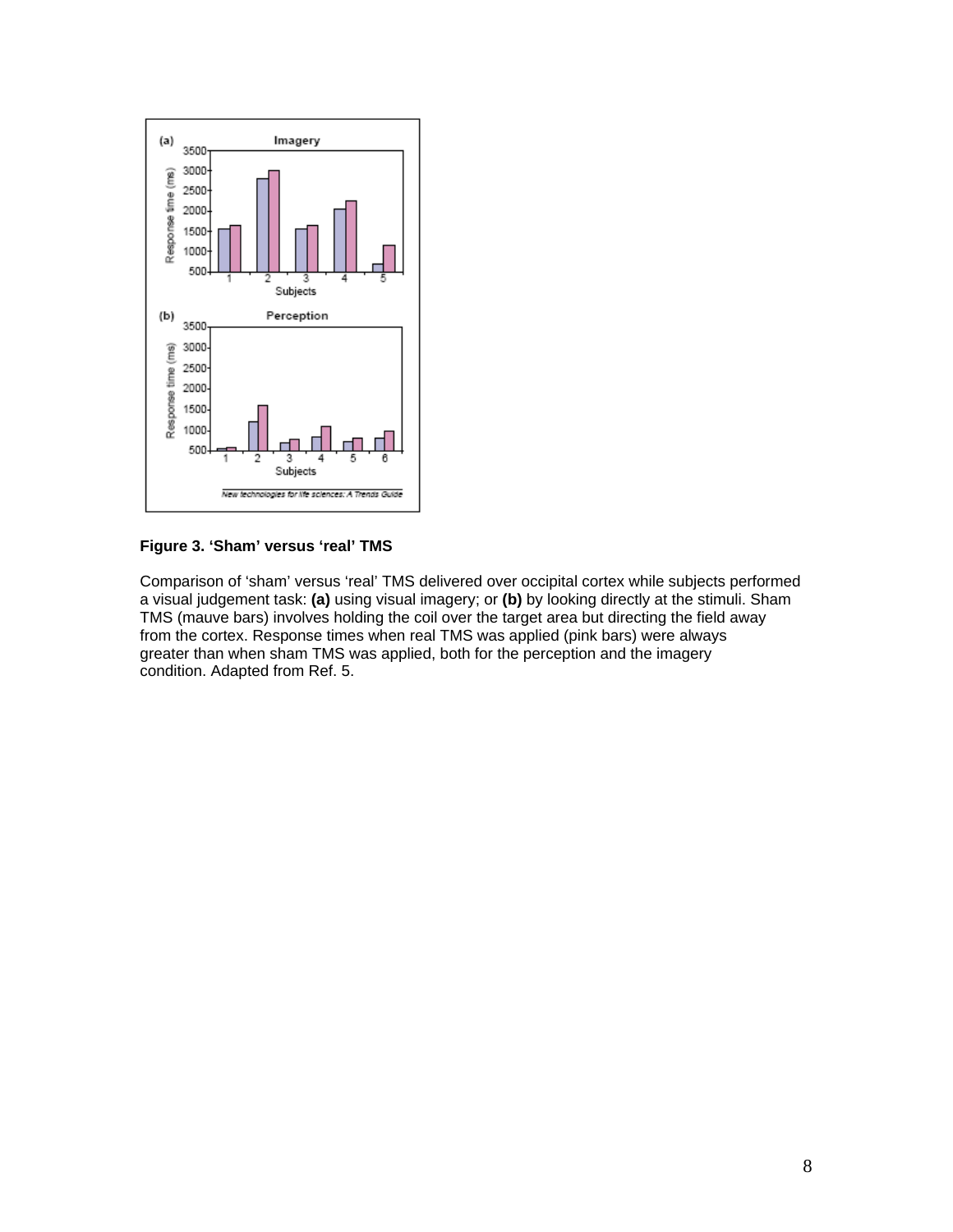(a)

Imagery

3500
3000
2500
2000
1500
1000
500

Response time (ms)

1 2 3 4 5

Subjects

(b)

Perception

3500
3000
2500
2000
1500
1000
500

Response time (ms)

1 2 3 4 5 6

Subjects

New technologies for life sciences: A Trends Guide

**Figure 3. ‘Sham’ versus ‘real’ TMS**

Comparison of ‘sham’ versus ‘real’ TMS delivered over occipital cortex while subjects performed a visual judgement task: **(a)** using visual imagery; or **(b)** by looking directly at the stimuli. Sham TMS (mauve bars) involves holding the coil over the target area but directing the field away from the cortex. Response times when real TMS was applied (pink bars) were always greater than when sham TMS was applied, both for the perception and the imagery condition. Adapted from Ref. 5.